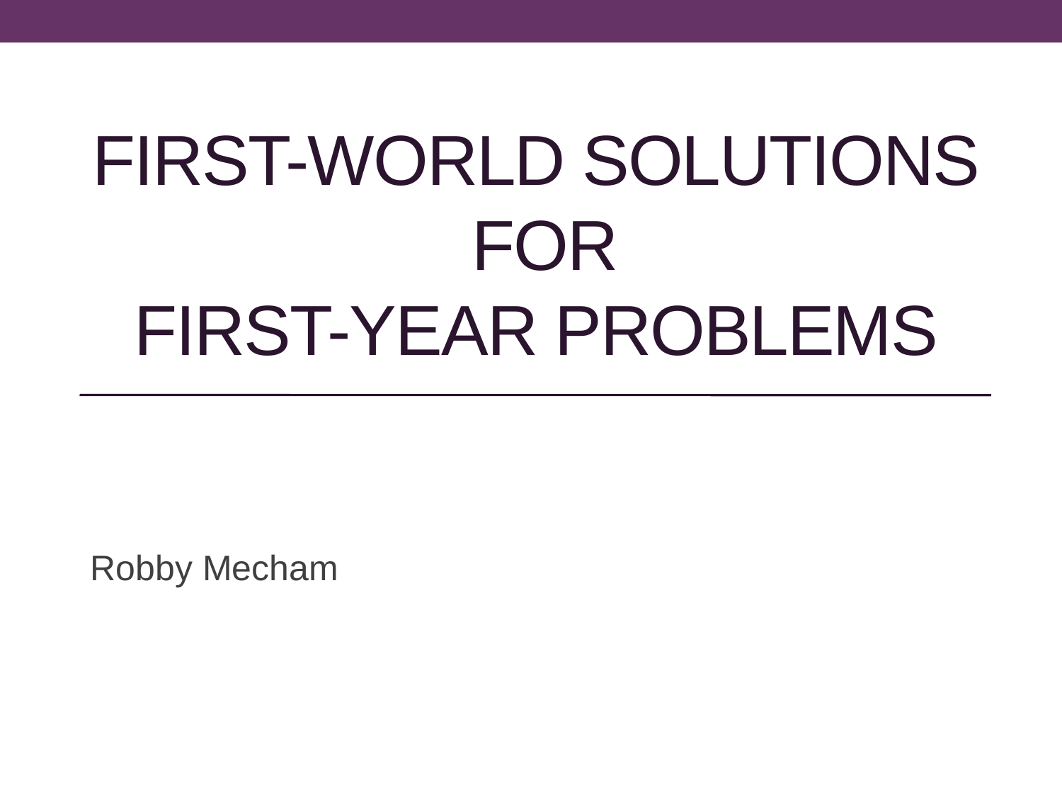# FIRST-WORLD SOLUTIONS FOR FIRST-YEAR PROBLEMS

Robby Mecham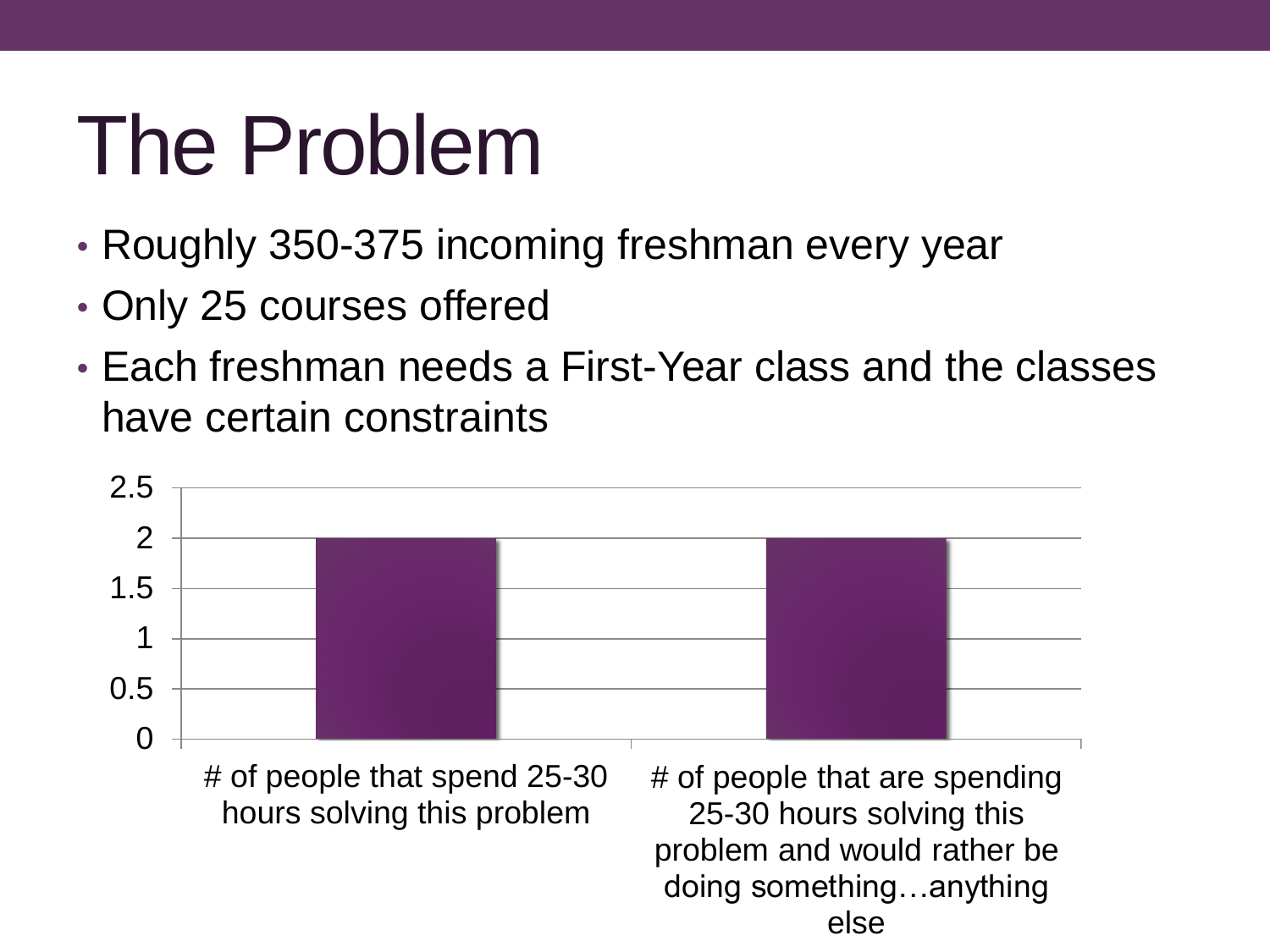# The Problem

- Roughly 350-375 incoming freshman every year
- Only 25 courses offered
- Each freshman needs a First-Year class and the classes have certain constraints

| Category | Value |
|---|---|
| # of people that spend 25-30 hours solving this problem | 2 |
| # of people that are spending 25-30 hours solving this problem and would rather be doing something…anything else | 2 |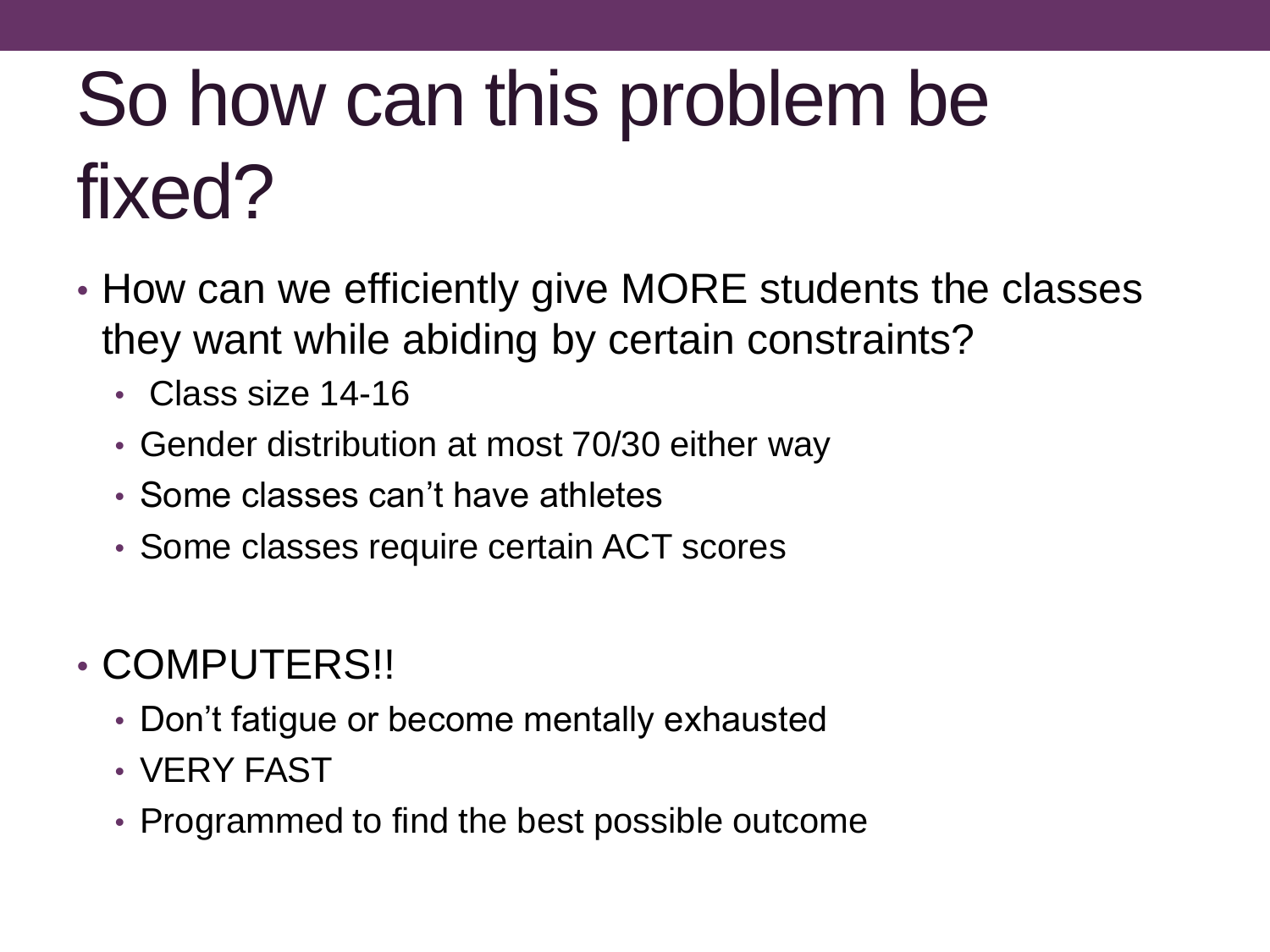# So how can this problem be fixed?

- How can we efficiently give MORE students the classes they want while abiding by certain constraints?
  - Class size 14-16
  - Gender distribution at most 70/30 either way
  - Some classes can't have athletes
  - Some classes require certain ACT scores

- COMPUTERS!!
  - Don't fatigue or become mentally exhausted
  - VERY FAST
  - Programmed to find the best possible outcome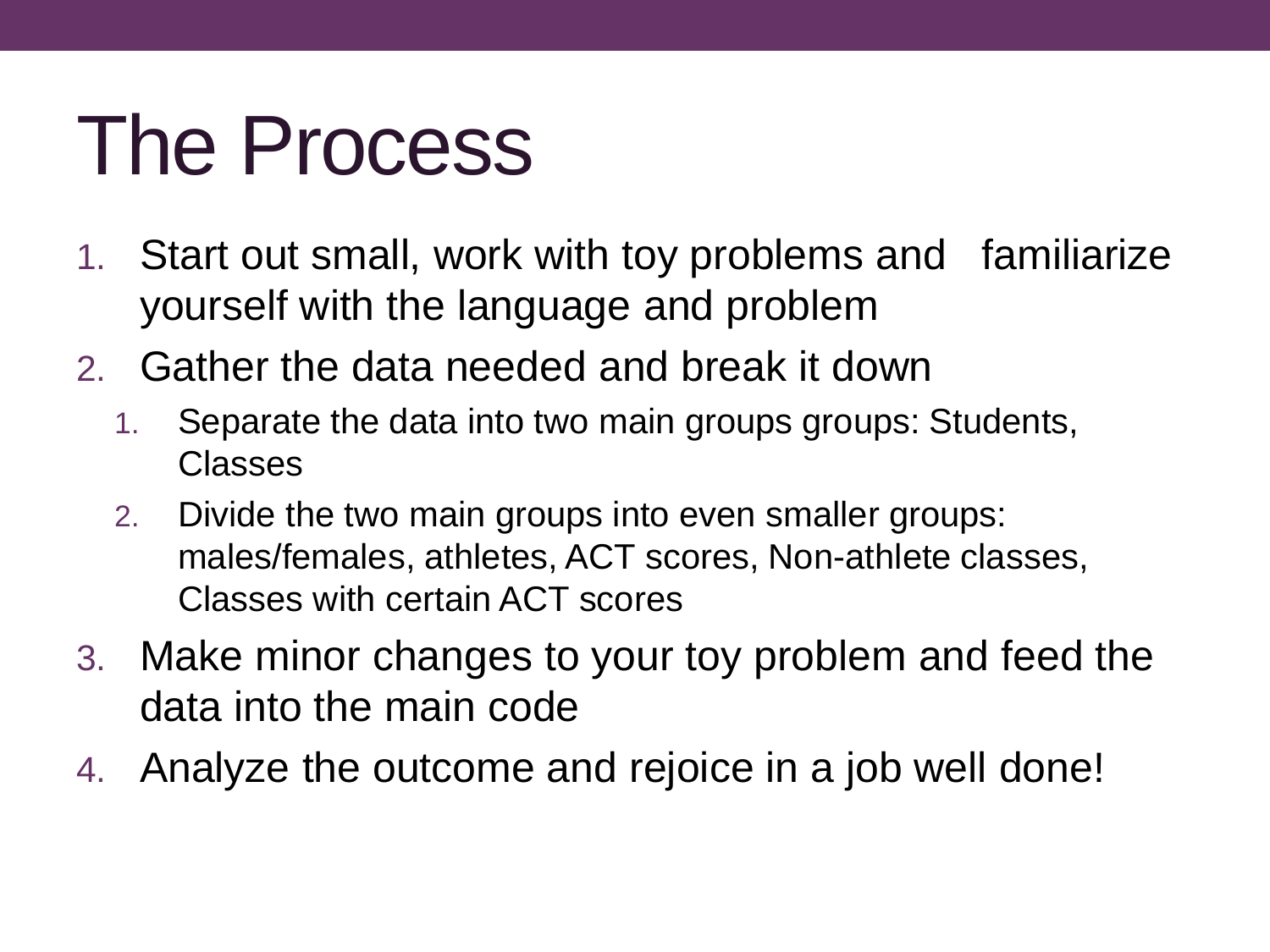# The Process

1. Start out small, work with toy problems and familiarize yourself with the language and problem
2. Gather the data needed and break it down
   1. Separate the data into two main groups groups: Students, Classes
   2. Divide the two main groups into even smaller groups: males/females, athletes, ACT scores, Non-athlete classes, Classes with certain ACT scores
3. Make minor changes to your toy problem and feed the data into the main code
4. Analyze the outcome and rejoice in a job well done!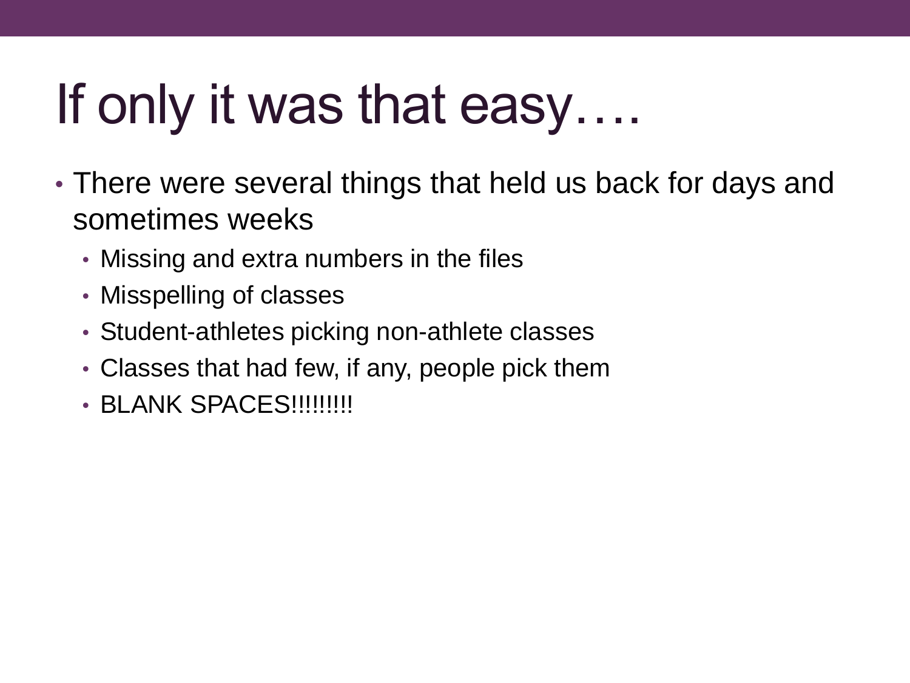# If only it was that easy….

- There were several things that held us back for days and sometimes weeks
  - Missing and extra numbers in the files
  - Misspelling of classes
  - Student-athletes picking non-athlete classes
  - Classes that had few, if any, people pick them
  - BLANK SPACES!!!!!!!!!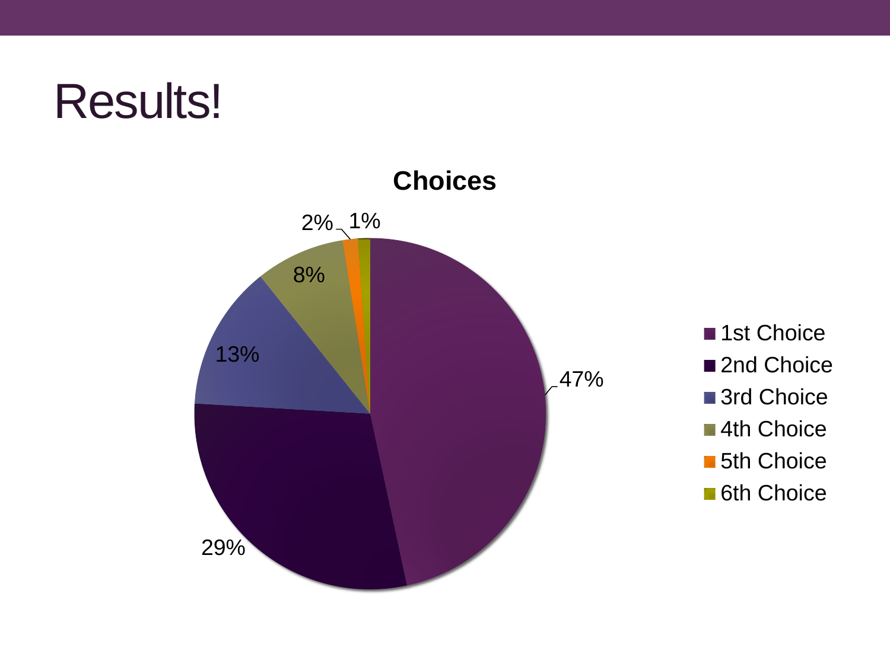# Results!

**Choices**

| Choice | Percentage |
| --- | --- |
| 1st Choice | 47% |
| 2nd Choice | 29% |
| 3rd Choice | 13% |
| 4th Choice | 8% |
| 5th Choice | 2% |
| 6th Choice | 1% |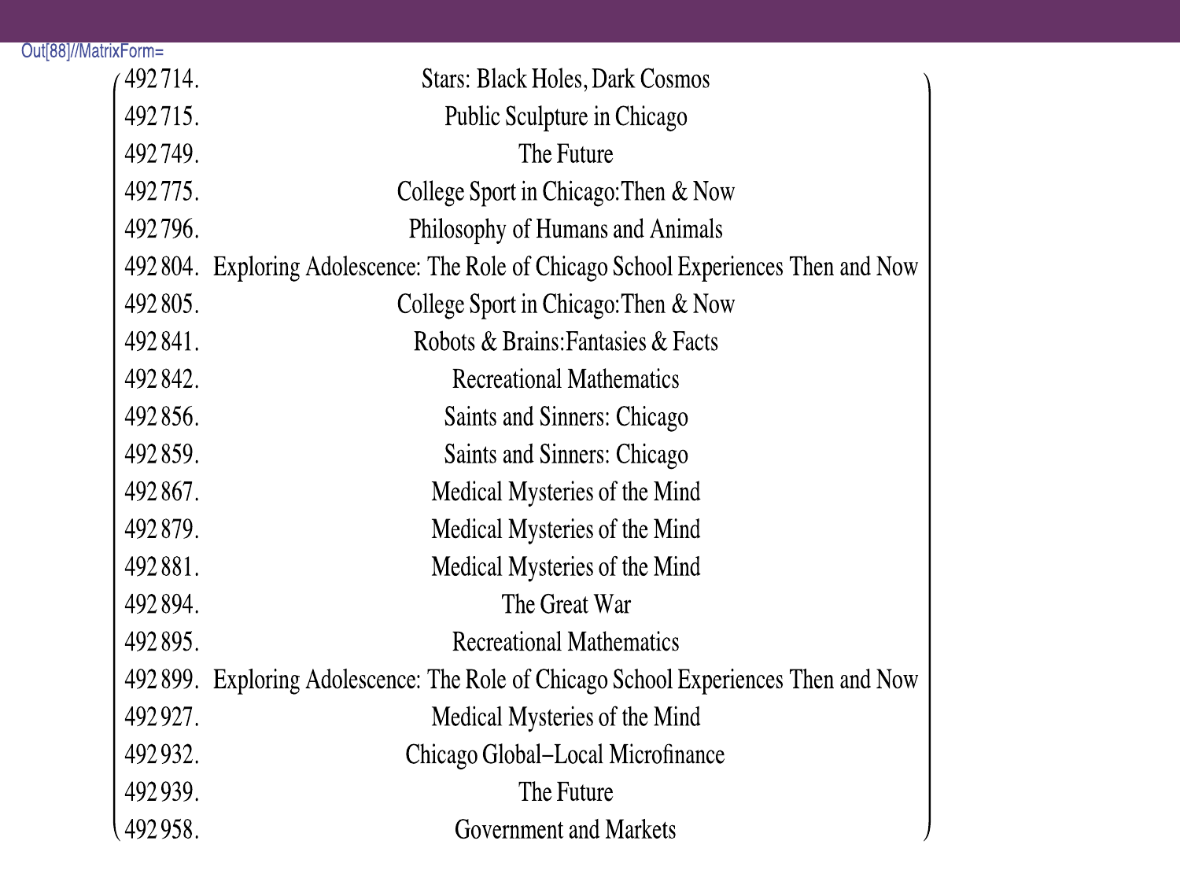Out[88]//MatrixForm=

| | |
|---|---|
| 492714. | Stars: Black Holes, Dark Cosmos |
| 492715. | Public Sculpture in Chicago |
| 492749. | The Future |
| 492775. | College Sport in Chicago:Then & Now |
| 492796. | Philosophy of Humans and Animals |
| 492804. | Exploring Adolescence: The Role of Chicago School Experiences Then and Now |
| 492805. | College Sport in Chicago:Then & Now |
| 492841. | Robots & Brains:Fantasies & Facts |
| 492842. | Recreational Mathematics |
| 492856. | Saints and Sinners: Chicago |
| 492859. | Saints and Sinners: Chicago |
| 492867. | Medical Mysteries of the Mind |
| 492879. | Medical Mysteries of the Mind |
| 492881. | Medical Mysteries of the Mind |
| 492894. | The Great War |
| 492895. | Recreational Mathematics |
| 492899. | Exploring Adolescence: The Role of Chicago School Experiences Then and Now |
| 492927. | Medical Mysteries of the Mind |
| 492932. | Chicago Global−Local Microfinance |
| 492939. | The Future |
| 492958. | Government and Markets |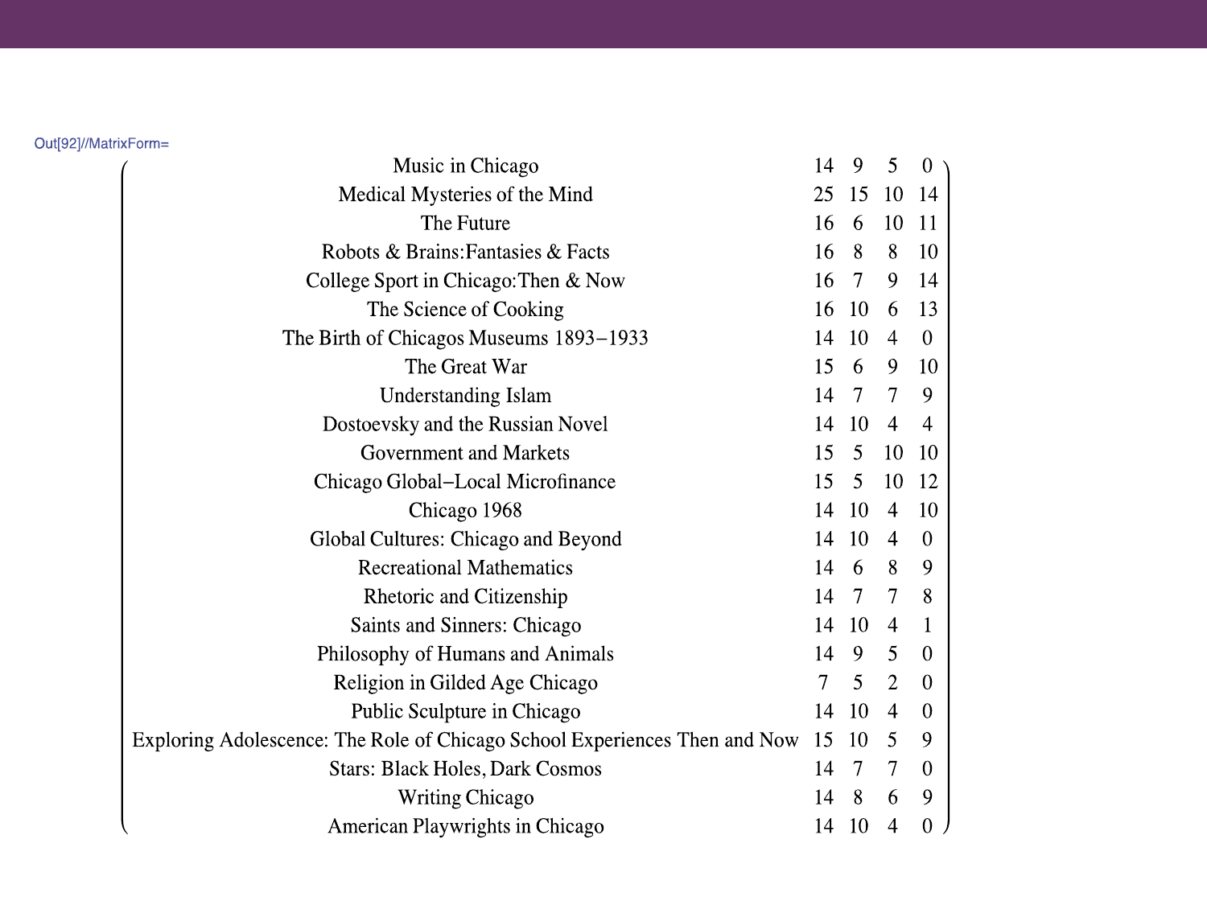Out[92]//MatrixForm=

| | | | | |
|---|---|---|---|---|
| Music in Chicago | 14 | 9 | 5 | 0 |
| Medical Mysteries of the Mind | 25 | 15 | 10 | 14 |
| The Future | 16 | 6 | 10 | 11 |
| Robots & Brains:Fantasies & Facts | 16 | 8 | 8 | 10 |
| College Sport in Chicago:Then & Now | 16 | 7 | 9 | 14 |
| The Science of Cooking | 16 | 10 | 6 | 13 |
| The Birth of Chicagos Museums 1893−1933 | 14 | 10 | 4 | 0 |
| The Great War | 15 | 6 | 9 | 10 |
| Understanding Islam | 14 | 7 | 7 | 9 |
| Dostoevsky and the Russian Novel | 14 | 10 | 4 | 4 |
| Government and Markets | 15 | 5 | 10 | 10 |
| Chicago Global−Local Microfinance | 15 | 5 | 10 | 12 |
| Chicago 1968 | 14 | 10 | 4 | 10 |
| Global Cultures: Chicago and Beyond | 14 | 10 | 4 | 0 |
| Recreational Mathematics | 14 | 6 | 8 | 9 |
| Rhetoric and Citizenship | 14 | 7 | 7 | 8 |
| Saints and Sinners: Chicago | 14 | 10 | 4 | 1 |
| Philosophy of Humans and Animals | 14 | 9 | 5 | 0 |
| Religion in Gilded Age Chicago | 7 | 5 | 2 | 0 |
| Public Sculpture in Chicago | 14 | 10 | 4 | 0 |
| Exploring Adolescence: The Role of Chicago School Experiences Then and Now | 15 | 10 | 5 | 9 |
| Stars: Black Holes, Dark Cosmos | 14 | 7 | 7 | 0 |
| Writing Chicago | 14 | 8 | 6 | 9 |
| American Playwrights in Chicago | 14 | 10 | 4 | 0 |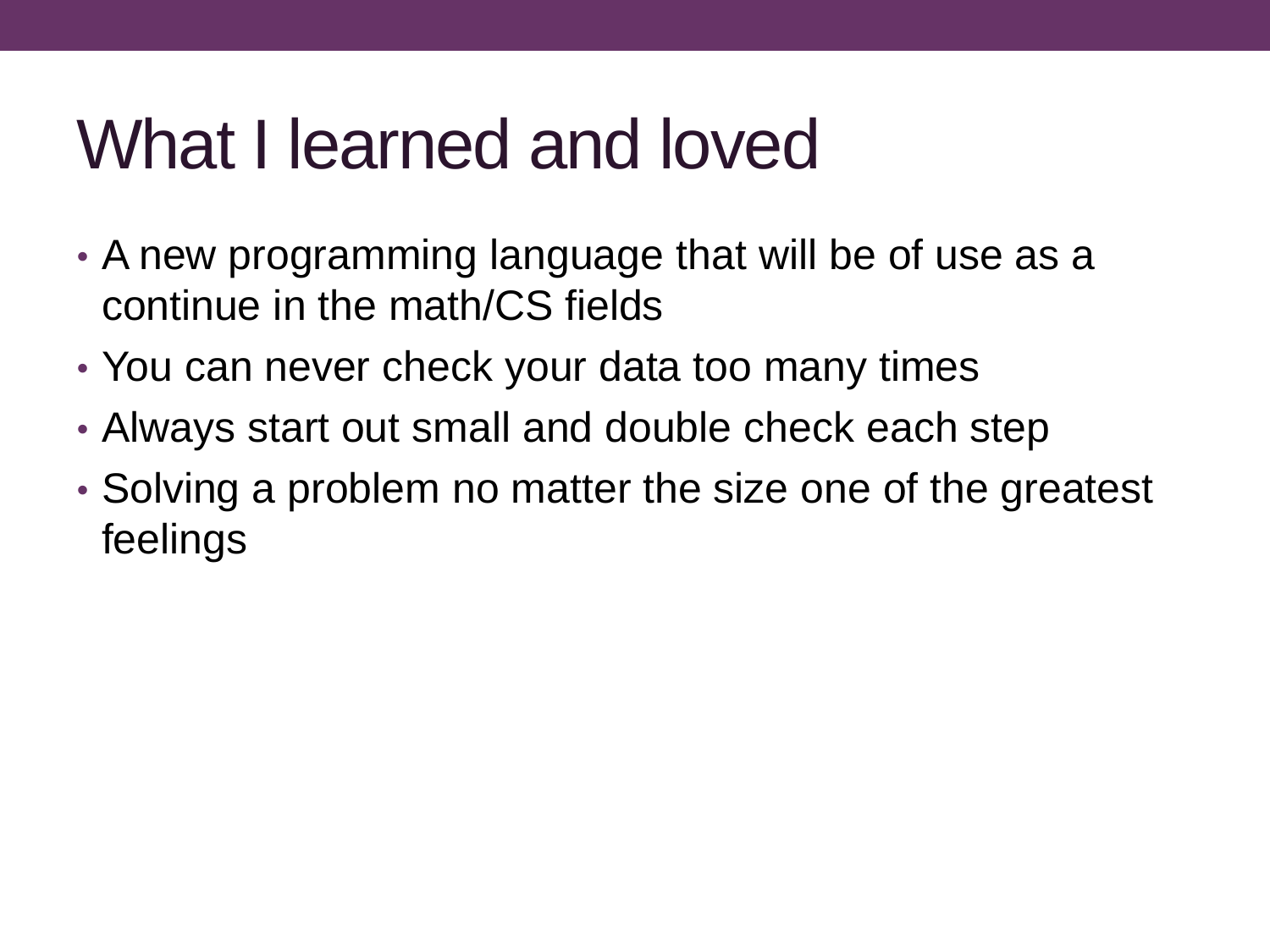# What I learned and loved

- A new programming language that will be of use as a continue in the math/CS fields
- You can never check your data too many times
- Always start out small and double check each step
- Solving a problem no matter the size one of the greatest feelings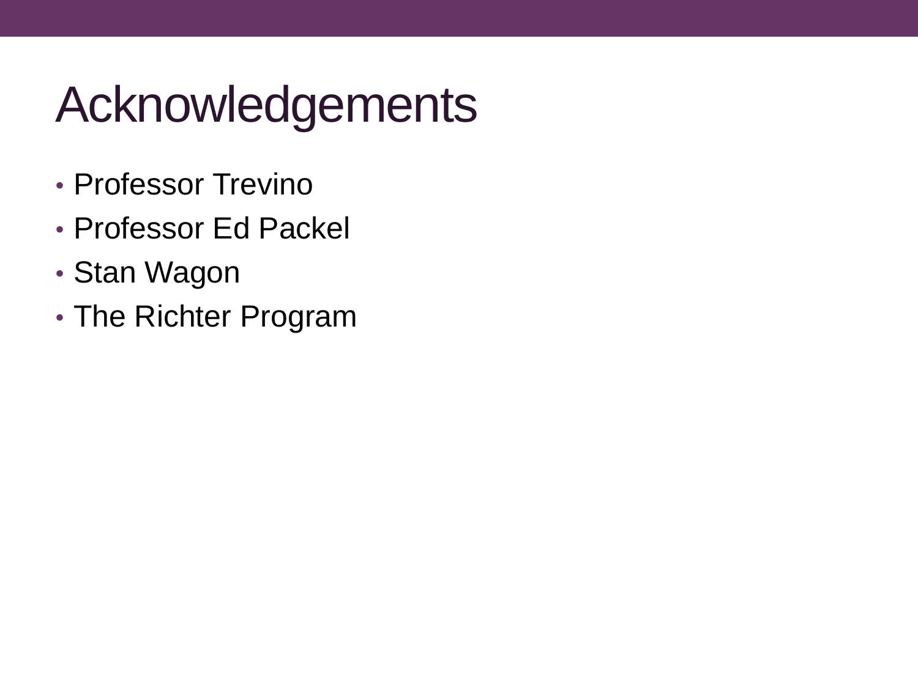# Acknowledgements

- Professor Trevino
- Professor Ed Packel
- Stan Wagon
- The Richter Program